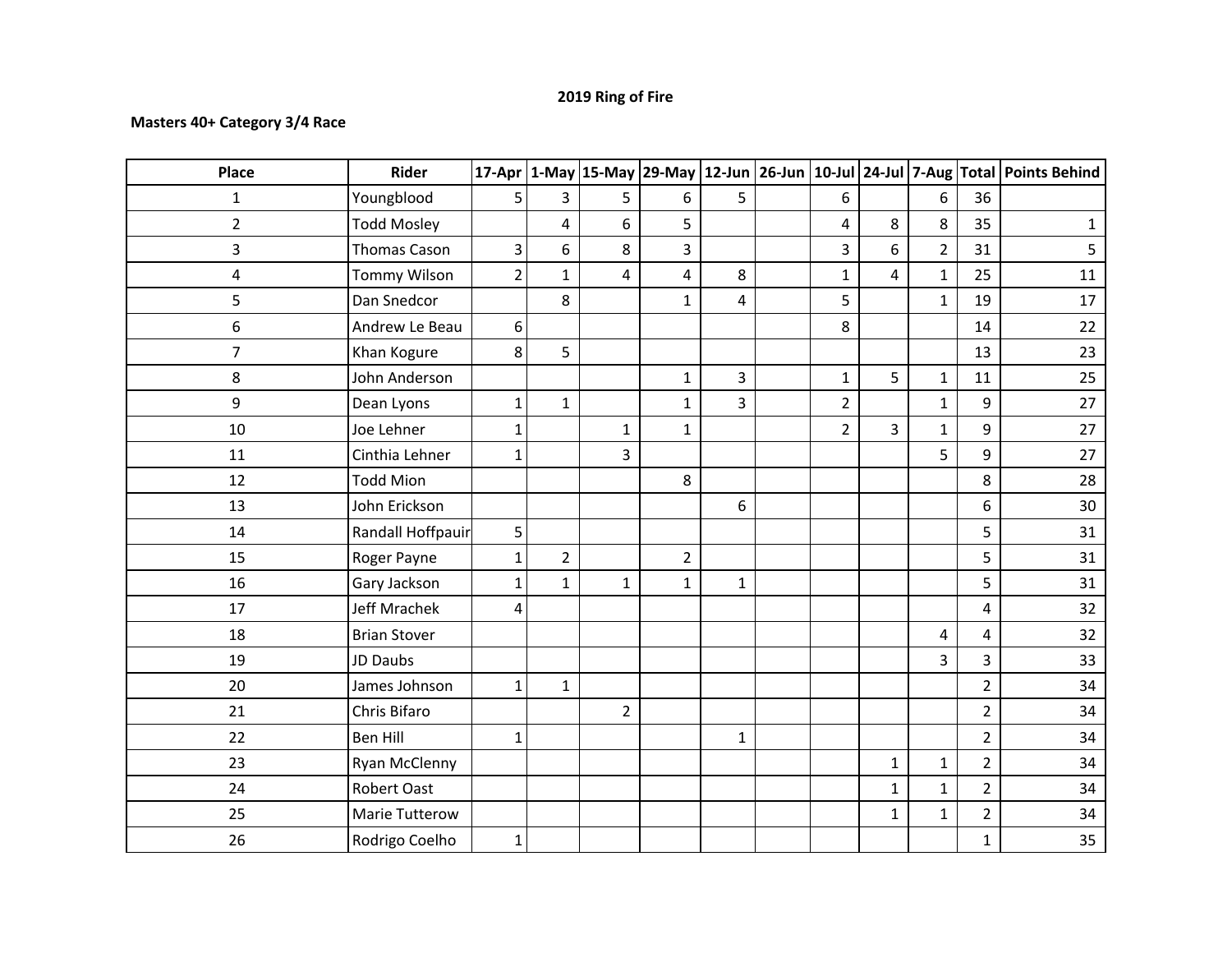# 2019 Ring of Fire

**Masters 40+ Category 3/4 Race**

| Place | Rider | 17-Apr | 1-May | 15-May | 29-May | 12-Jun | 26-Jun | 10-Jul | 24-Jul | 7-Aug | Total | Points Behind |
|---|---|---|---|---|---|---|---|---|---|---|---|---|
| 1 | Youngblood | 5 | 3 | 5 | 6 | 5 | | 6 | | 6 | 36 | |
| 2 | Todd Mosley | | 4 | 6 | 5 | | | 4 | 8 | 8 | 35 | 1 |
| 3 | Thomas Cason | 3 | 6 | 8 | 3 | | | 3 | 6 | 2 | 31 | 5 |
| 4 | Tommy Wilson | 2 | 1 | 4 | 4 | 8 | | 1 | 4 | 1 | 25 | 11 |
| 5 | Dan Snedcor | | 8 | | 1 | 4 | | 5 | | 1 | 19 | 17 |
| 6 | Andrew Le Beau | 6 | | | | | | 8 | | | 14 | 22 |
| 7 | Khan Kogure | 8 | 5 | | | | | | | | 13 | 23 |
| 8 | John Anderson | | | | 1 | 3 | | 1 | 5 | 1 | 11 | 25 |
| 9 | Dean Lyons | 1 | 1 | | 1 | 3 | | 2 | | 1 | 9 | 27 |
| 10 | Joe Lehner | 1 | | 1 | 1 | | | 2 | 3 | 1 | 9 | 27 |
| 11 | Cinthia Lehner | 1 | | 3 | | | | | | 5 | 9 | 27 |
| 12 | Todd Mion | | | | 8 | | | | | | 8 | 28 |
| 13 | John Erickson | | | | | 6 | | | | | 6 | 30 |
| 14 | Randall Hoffpauir | 5 | | | | | | | | | 5 | 31 |
| 15 | Roger Payne | 1 | 2 | | 2 | | | | | | 5 | 31 |
| 16 | Gary Jackson | 1 | 1 | 1 | 1 | 1 | | | | | 5 | 31 |
| 17 | Jeff Mrachek | 4 | | | | | | | | | 4 | 32 |
| 18 | Brian Stover | | | | | | | | | 4 | 4 | 32 |
| 19 | JD Daubs | | | | | | | | | 3 | 3 | 33 |
| 20 | James Johnson | 1 | 1 | | | | | | | | 2 | 34 |
| 21 | Chris Bifaro | | | 2 | | | | | | | 2 | 34 |
| 22 | Ben Hill | 1 | | | | 1 | | | | | 2 | 34 |
| 23 | Ryan McClenny | | | | | | | | 1 | 1 | 2 | 34 |
| 24 | Robert Oast | | | | | | | | 1 | 1 | 2 | 34 |
| 25 | Marie Tutterow | | | | | | | | 1 | 1 | 2 | 34 |
| 26 | Rodrigo Coelho | 1 | | | | | | | | | 1 | 35 |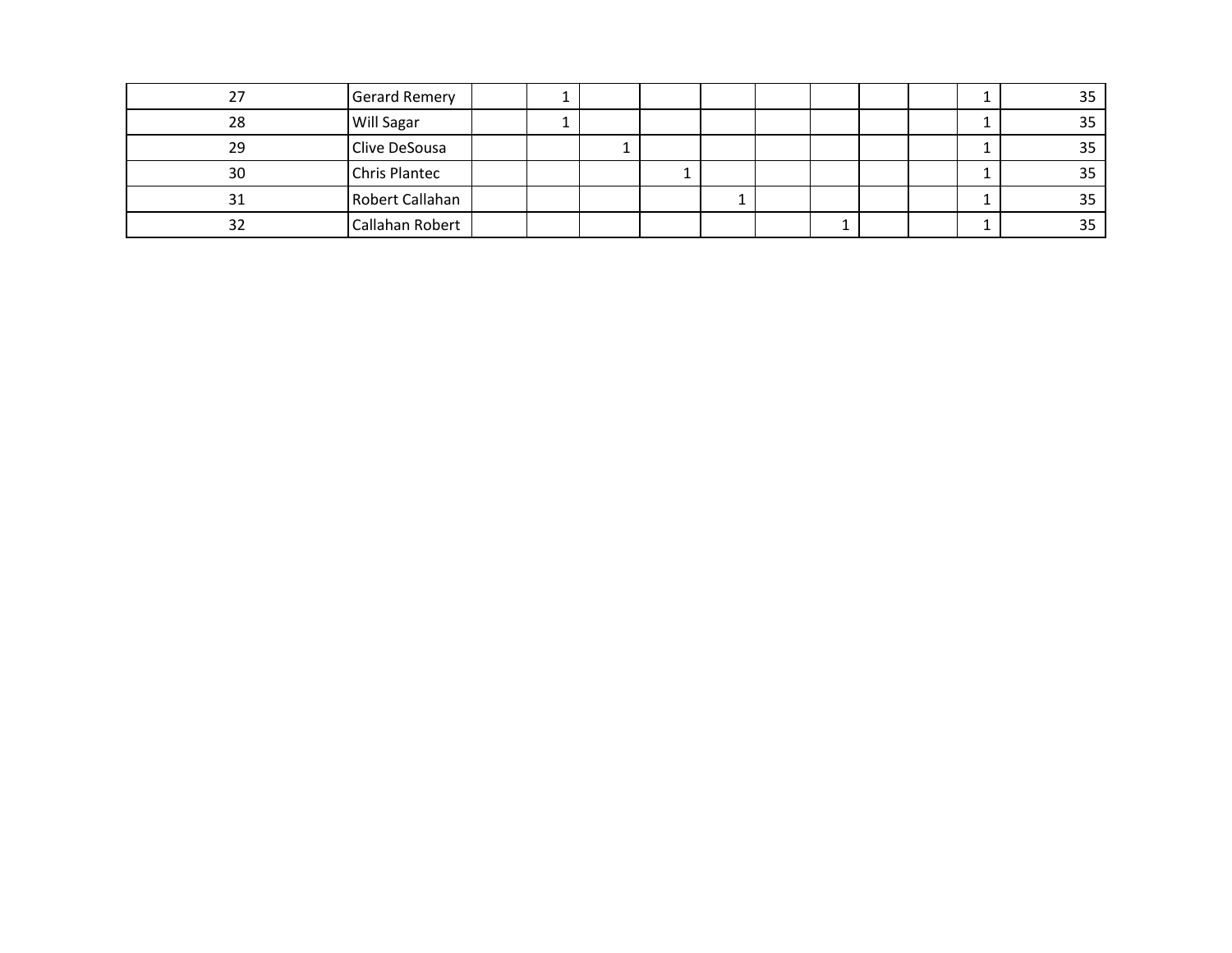| | | | | | | | | | | | | |
|---|---|---|---|---|---|---|---|---|---|---|---|---|
| 27 | Gerard Remery | | 1 | | | | | | | | 1 | 35 |
| 28 | Will Sagar | | 1 | | | | | | | | 1 | 35 |
| 29 | Clive DeSousa | | | 1 | | | | | | | 1 | 35 |
| 30 | Chris Plantec | | | | 1 | | | | | | 1 | 35 |
| 31 | Robert Callahan | | | | | 1 | | | | | 1 | 35 |
| 32 | Callahan Robert | | | | | | | 1 | | | 1 | 35 |